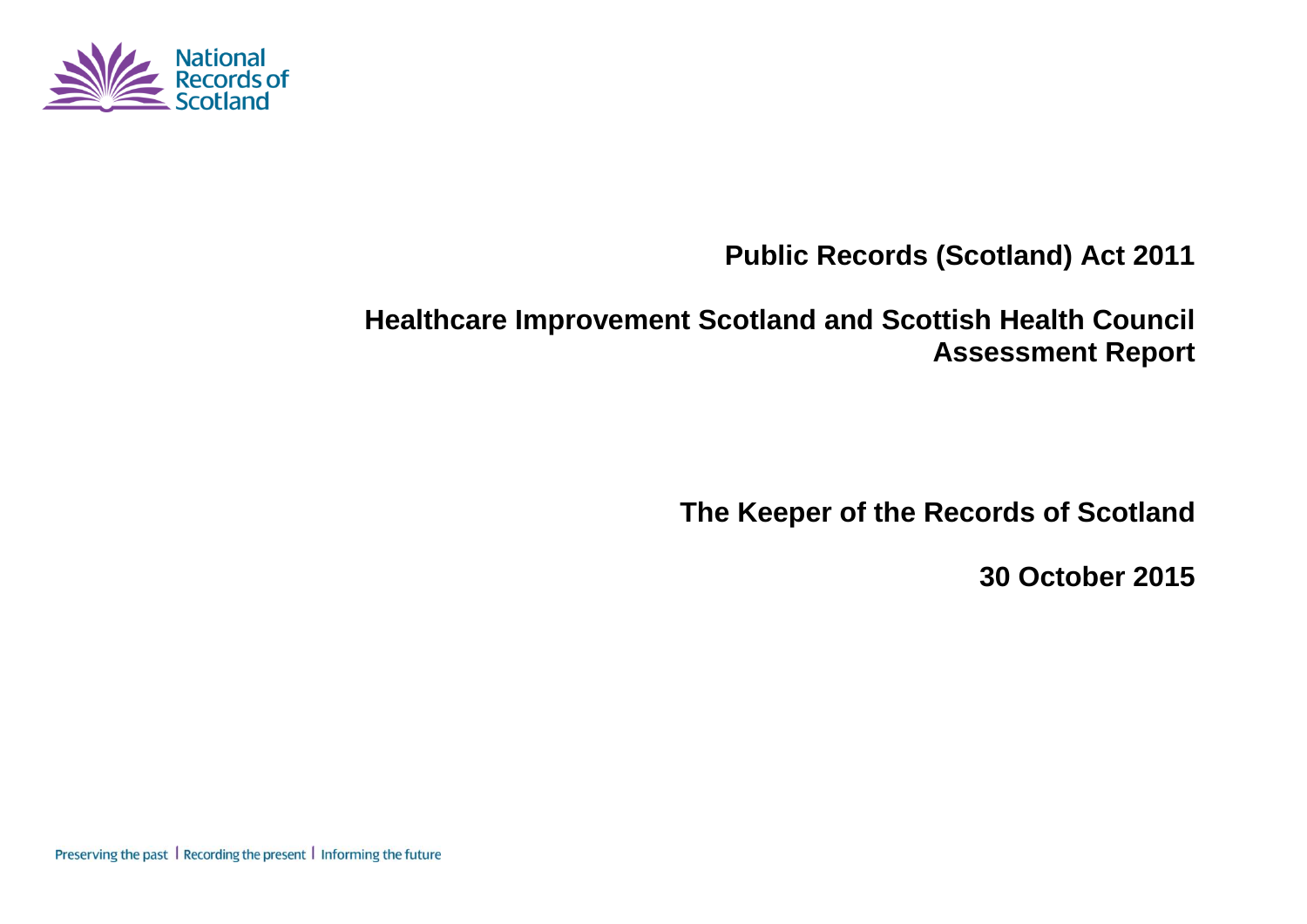National Records of Scotland

# Public Records (Scotland) Act 2011

# Healthcare Improvement Scotland and Scottish Health Council Assessment Report

**The Keeper of the Records of Scotland**

**30 October 2015**

Preserving the past | Recording the present | Informing the future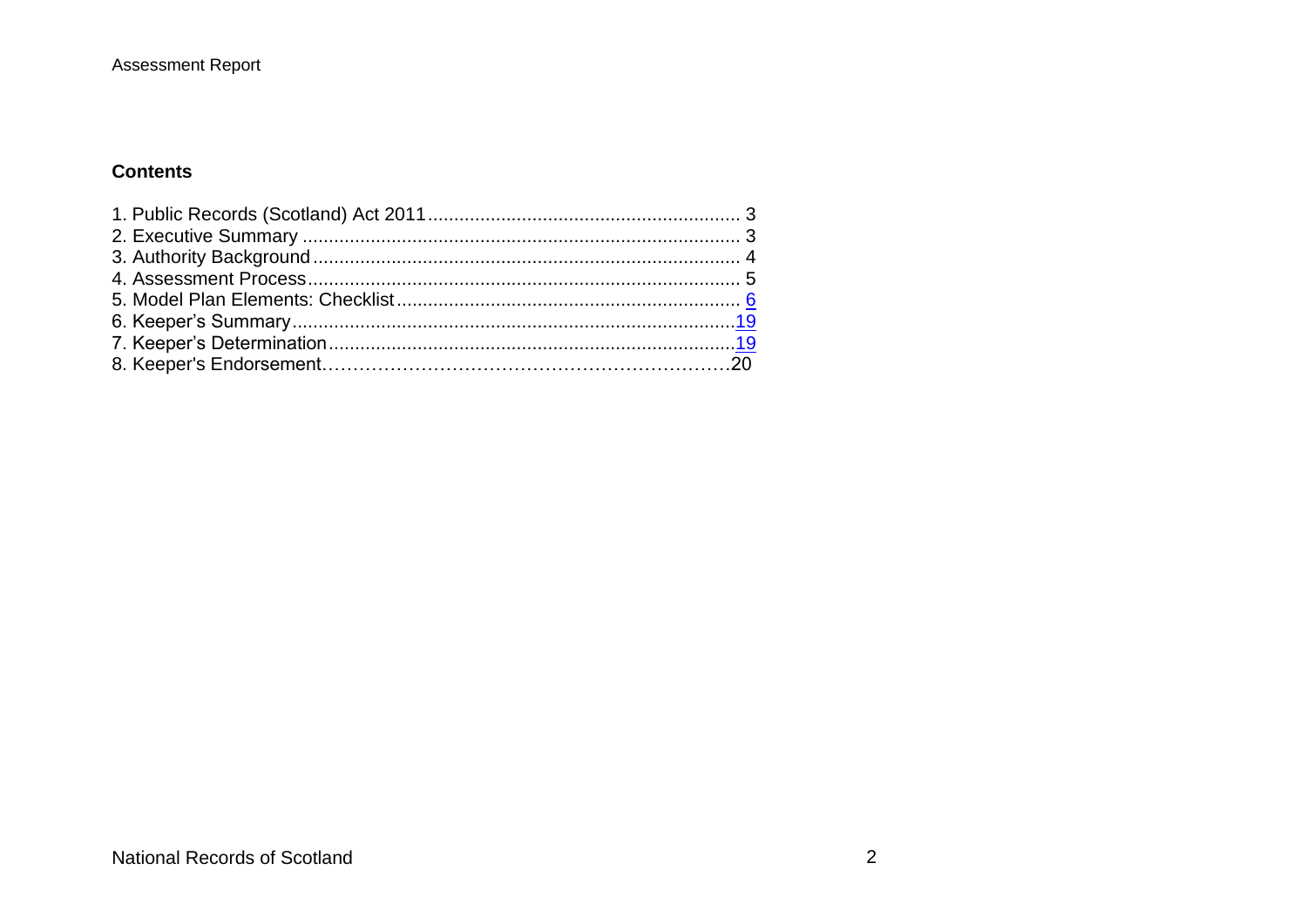## Contents

1. Public Records (Scotland) Act 2011 ........................................................... 3
2. Executive Summary ..................................................................................... 3
3. Authority Background .................................................................................. 4
4. Assessment Process .................................................................................... 5
5. Model Plan Elements: Checklist .................................................................. 6
6. Keeper's Summary ....................................................................................... 19
7. Keeper's Determination ............................................................................... 19
8. Keeper's Endorsement ................................................................................. 20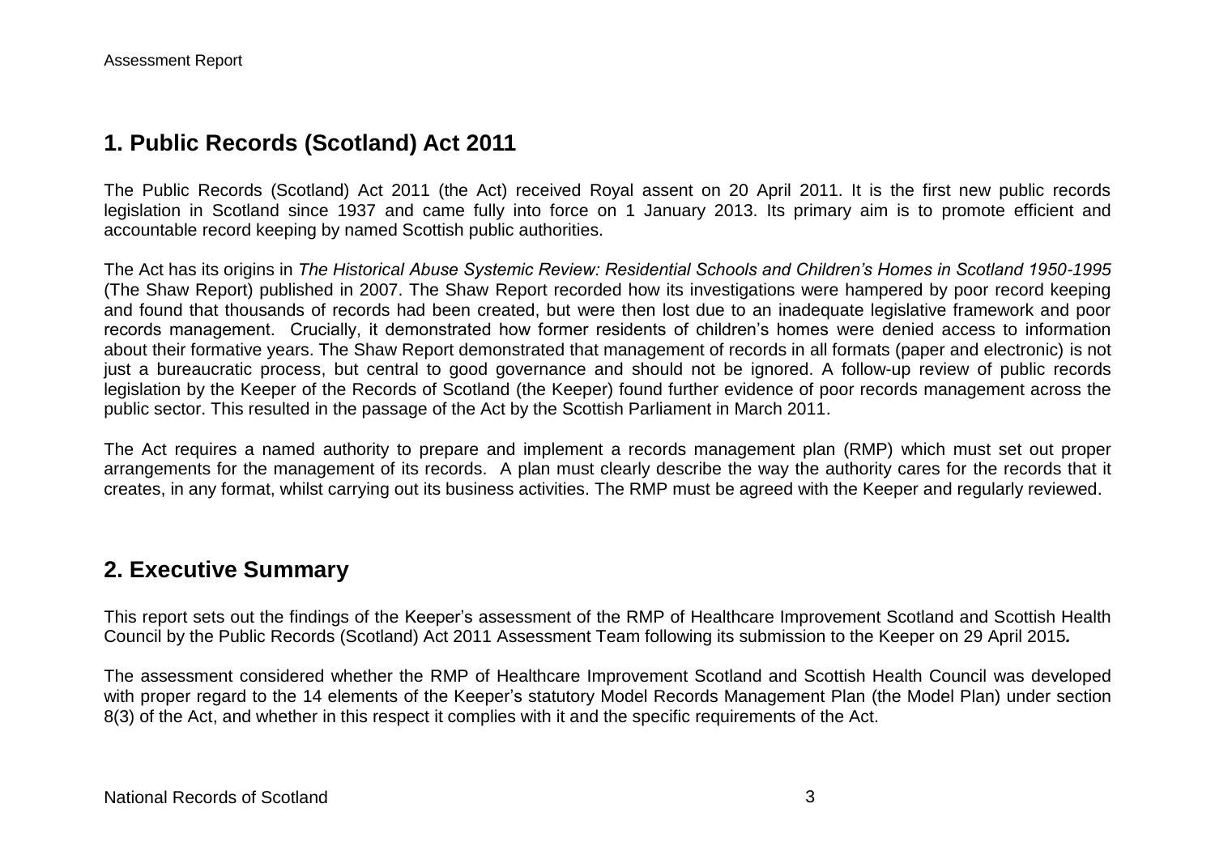## 1. Public Records (Scotland) Act 2011

The Public Records (Scotland) Act 2011 (the Act) received Royal assent on 20 April 2011. It is the first new public records legislation in Scotland since 1937 and came fully into force on 1 January 2013. Its primary aim is to promote efficient and accountable record keeping by named Scottish public authorities.

The Act has its origins in *The Historical Abuse Systemic Review: Residential Schools and Children's Homes in Scotland 1950-1995* (The Shaw Report) published in 2007. The Shaw Report recorded how its investigations were hampered by poor record keeping and found that thousands of records had been created, but were then lost due to an inadequate legislative framework and poor records management. Crucially, it demonstrated how former residents of children's homes were denied access to information about their formative years. The Shaw Report demonstrated that management of records in all formats (paper and electronic) is not just a bureaucratic process, but central to good governance and should not be ignored. A follow-up review of public records legislation by the Keeper of the Records of Scotland (the Keeper) found further evidence of poor records management across the public sector. This resulted in the passage of the Act by the Scottish Parliament in March 2011.

The Act requires a named authority to prepare and implement a records management plan (RMP) which must set out proper arrangements for the management of its records. A plan must clearly describe the way the authority cares for the records that it creates, in any format, whilst carrying out its business activities. The RMP must be agreed with the Keeper and regularly reviewed.

## 2. Executive Summary

This report sets out the findings of the Keeper's assessment of the RMP of Healthcare Improvement Scotland and Scottish Health Council by the Public Records (Scotland) Act 2011 Assessment Team following its submission to the Keeper on 29 April 2015*.*

The assessment considered whether the RMP of Healthcare Improvement Scotland and Scottish Health Council was developed with proper regard to the 14 elements of the Keeper's statutory Model Records Management Plan (the Model Plan) under section 8(3) of the Act, and whether in this respect it complies with it and the specific requirements of the Act.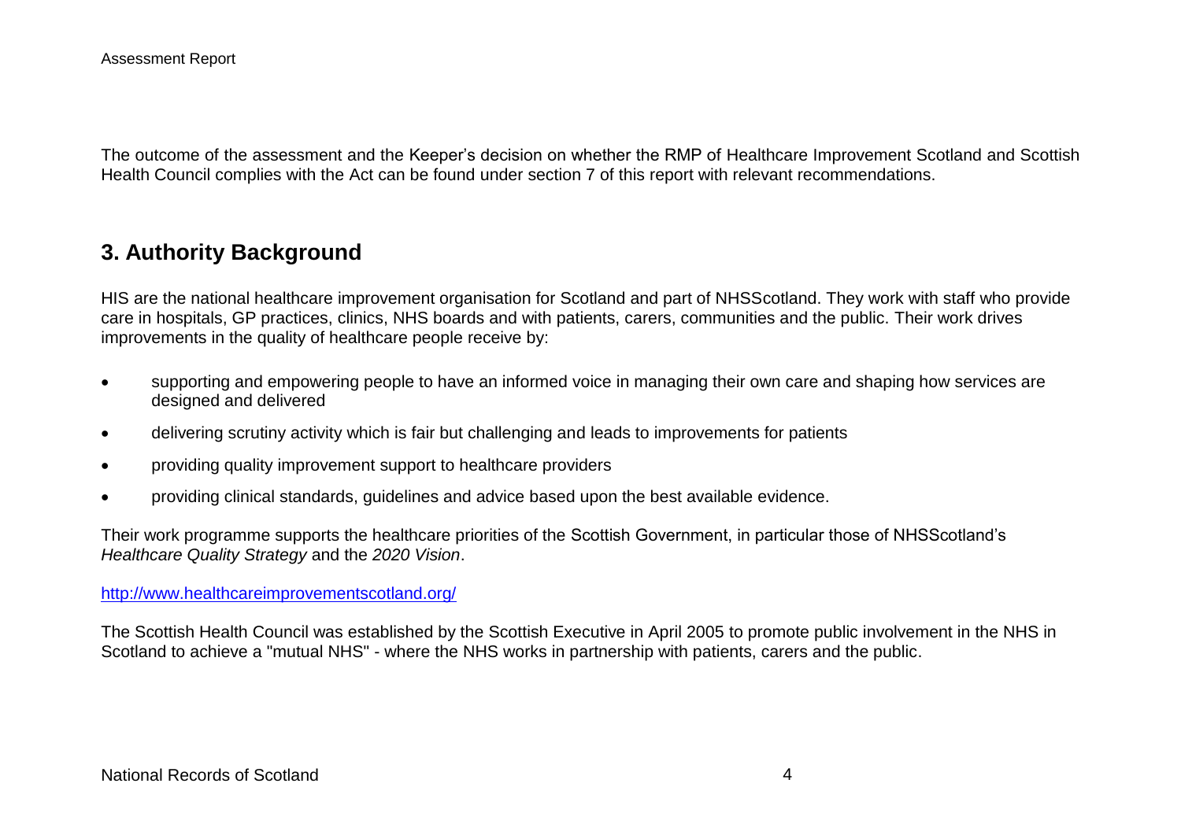The outcome of the assessment and the Keeper's decision on whether the RMP of Healthcare Improvement Scotland and Scottish Health Council complies with the Act can be found under section 7 of this report with relevant recommendations.

## 3. Authority Background

HIS are the national healthcare improvement organisation for Scotland and part of NHSScotland. They work with staff who provide care in hospitals, GP practices, clinics, NHS boards and with patients, carers, communities and the public. Their work drives improvements in the quality of healthcare people receive by:

- supporting and empowering people to have an informed voice in managing their own care and shaping how services are designed and delivered
- delivering scrutiny activity which is fair but challenging and leads to improvements for patients
- providing quality improvement support to healthcare providers
- providing clinical standards, guidelines and advice based upon the best available evidence.

Their work programme supports the healthcare priorities of the Scottish Government, in particular those of NHSScotland's *Healthcare Quality Strategy* and the *2020 Vision*.

http://www.healthcareimprovementscotland.org/

The Scottish Health Council was established by the Scottish Executive in April 2005 to promote public involvement in the NHS in Scotland to achieve a "mutual NHS" - where the NHS works in partnership with patients, carers and the public.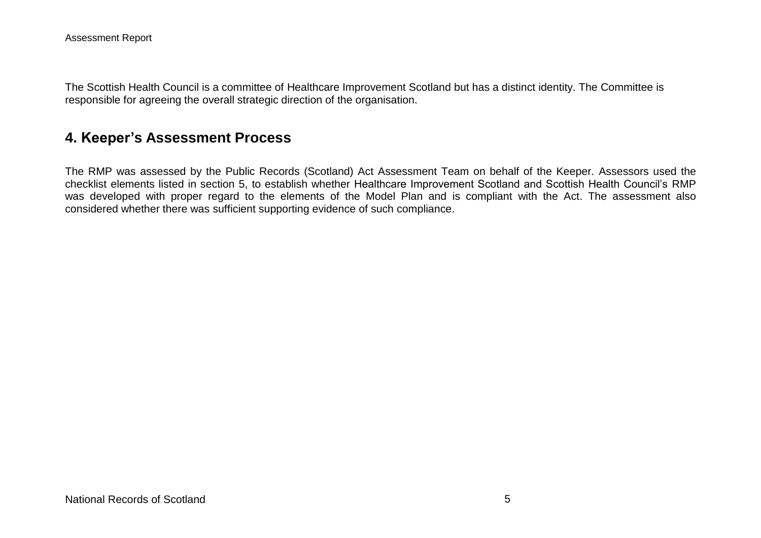The Scottish Health Council is a committee of Healthcare Improvement Scotland but has a distinct identity. The Committee is responsible for agreeing the overall strategic direction of the organisation.

## 4. Keeper's Assessment Process

The RMP was assessed by the Public Records (Scotland) Act Assessment Team on behalf of the Keeper. Assessors used the checklist elements listed in section 5, to establish whether Healthcare Improvement Scotland and Scottish Health Council's RMP was developed with proper regard to the elements of the Model Plan and is compliant with the Act. The assessment also considered whether there was sufficient supporting evidence of such compliance.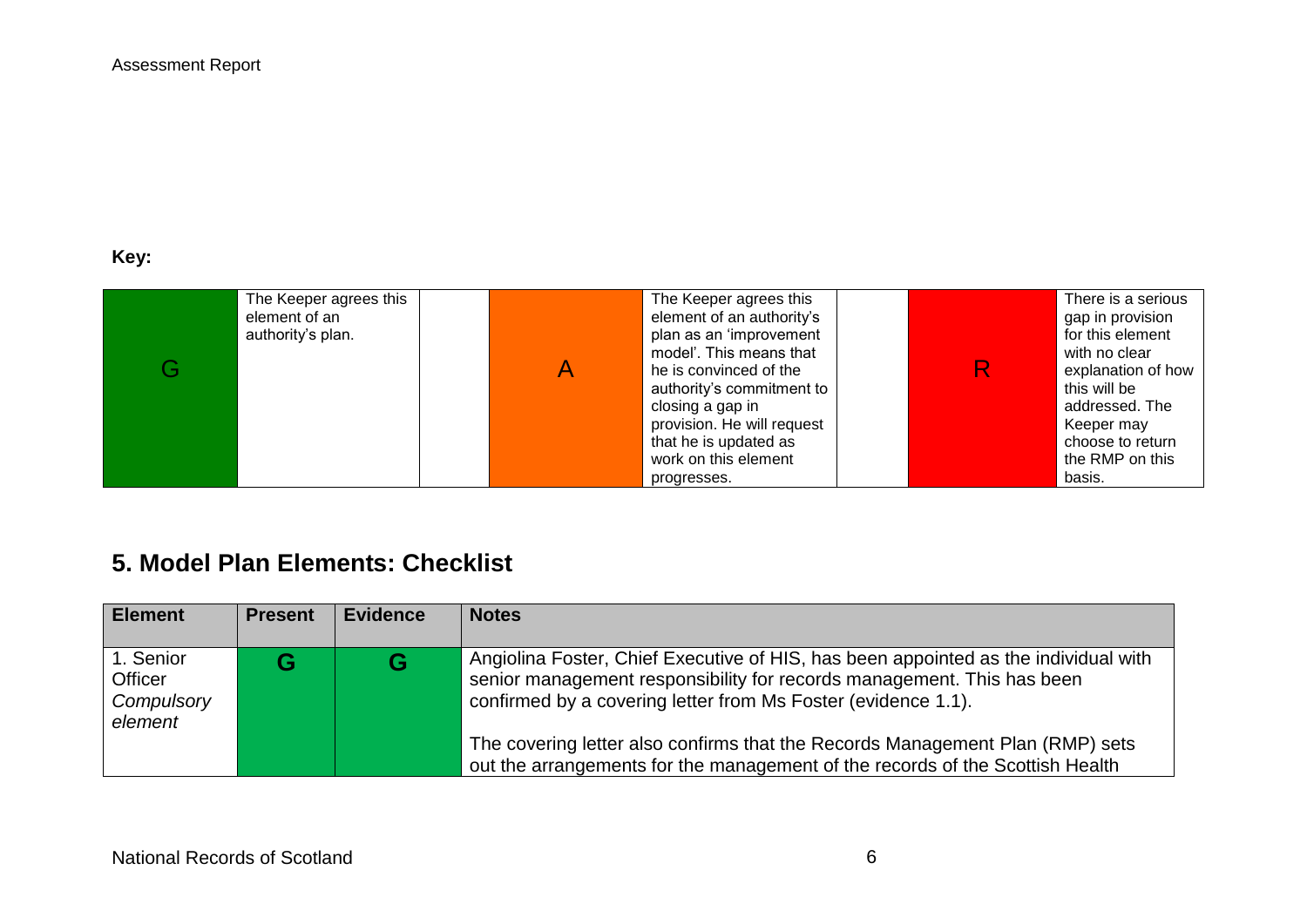**Key:**

| | | | | | | | |
|---|---|---|---|---|---|---|---|
| G | The Keeper agrees this element of an authority's plan. | | A | The Keeper agrees this element of an authority's plan as an 'improvement model'. This means that he is convinced of the authority's commitment to closing a gap in provision. He will request that he is updated as work on this element progresses. | | R | There is a serious gap in provision for this element with no clear explanation of how this will be addressed. The Keeper may choose to return the RMP on this basis. |

## 5. Model Plan Elements: Checklist

| Element | Present | Evidence | Notes |
|---|---|---|---|
| 1. Senior Officer *Compulsory element* | G | G | Angiolina Foster, Chief Executive of HIS, has been appointed as the individual with senior management responsibility for records management. This has been confirmed by a covering letter from Ms Foster (evidence 1.1).<br><br>The covering letter also confirms that the Records Management Plan (RMP) sets out the arrangements for the management of the records of the Scottish Health |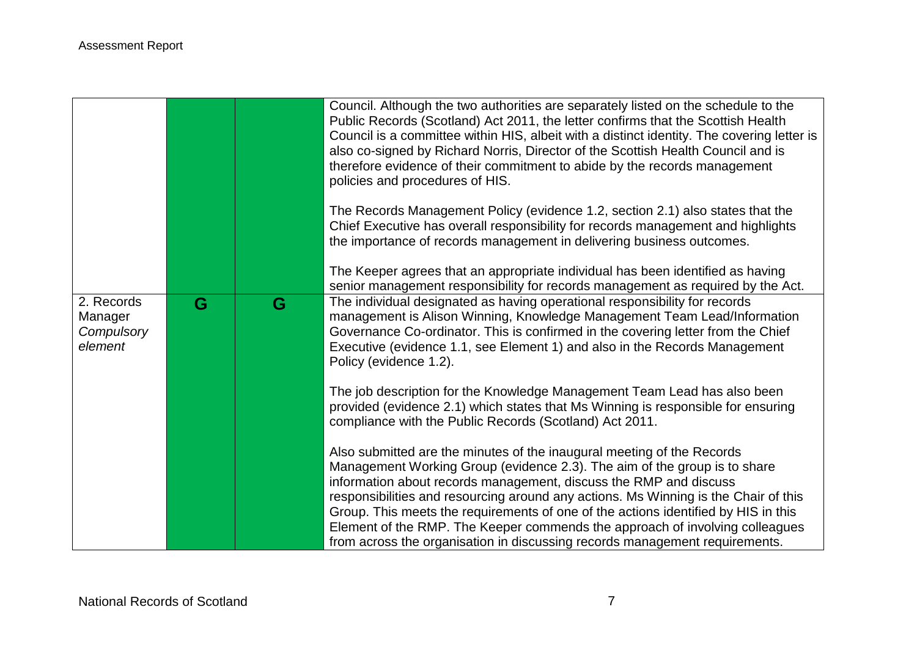| | | | |
|---|---|---|---|
| | | | Council. Although the two authorities are separately listed on the schedule to the Public Records (Scotland) Act 2011, the letter confirms that the Scottish Health Council is a committee within HIS, albeit with a distinct identity. The covering letter is also co-signed by Richard Norris, Director of the Scottish Health Council and is therefore evidence of their commitment to abide by the records management policies and procedures of HIS.<br><br>The Records Management Policy (evidence 1.2, section 2.1) also states that the Chief Executive has overall responsibility for records management and highlights the importance of records management in delivering business outcomes.<br><br>The Keeper agrees that an appropriate individual has been identified as having senior management responsibility for records management as required by the Act. |
| 2. Records Manager *Compulsory element* | G | G | The individual designated as having operational responsibility for records management is Alison Winning, Knowledge Management Team Lead/Information Governance Co-ordinator. This is confirmed in the covering letter from the Chief Executive (evidence 1.1, see Element 1) and also in the Records Management Policy (evidence 1.2).<br><br>The job description for the Knowledge Management Team Lead has also been provided (evidence 2.1) which states that Ms Winning is responsible for ensuring compliance with the Public Records (Scotland) Act 2011.<br><br>Also submitted are the minutes of the inaugural meeting of the Records Management Working Group (evidence 2.3). The aim of the group is to share information about records management, discuss the RMP and discuss responsibilities and resourcing around any actions. Ms Winning is the Chair of this Group. This meets the requirements of one of the actions identified by HIS in this Element of the RMP. The Keeper commends the approach of involving colleagues from across the organisation in discussing records management requirements. |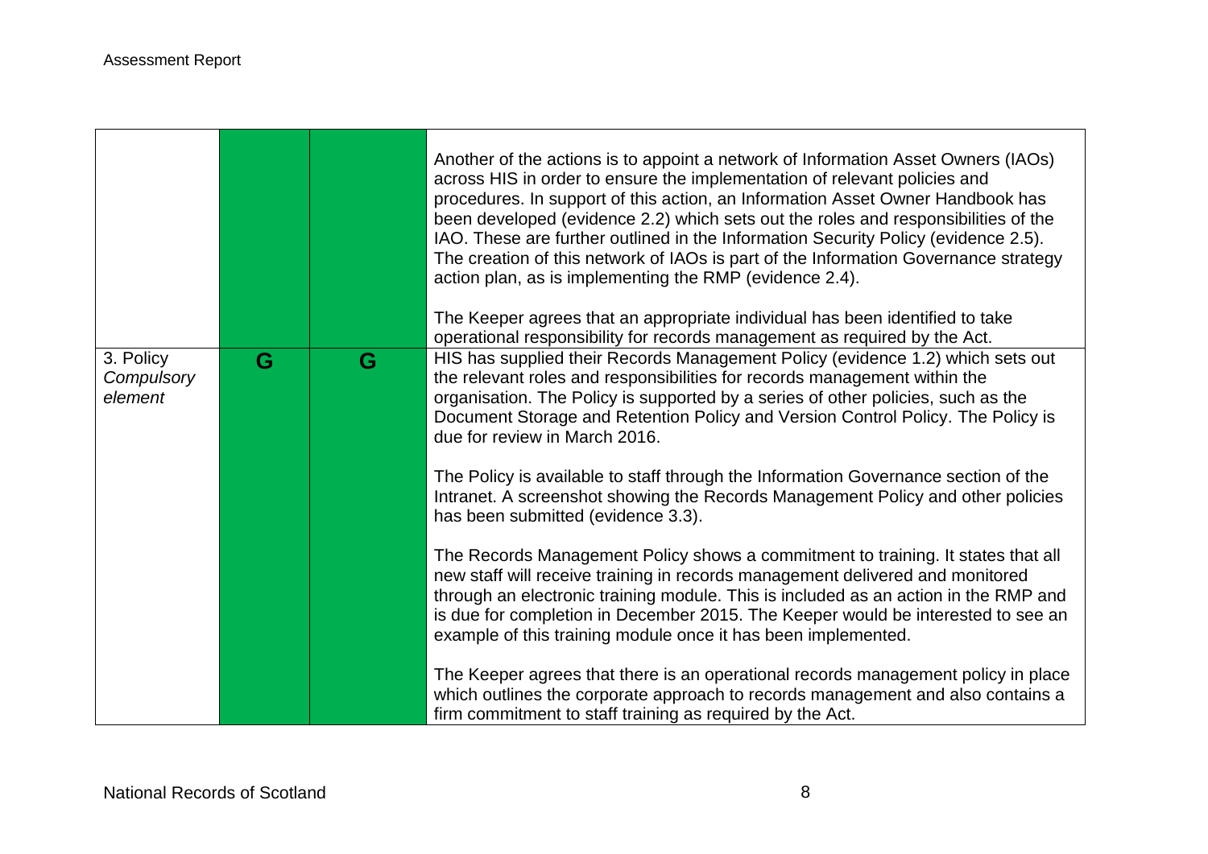| | | | |
|---|---|---|---|
| | | | Another of the actions is to appoint a network of Information Asset Owners (IAOs) across HIS in order to ensure the implementation of relevant policies and procedures. In support of this action, an Information Asset Owner Handbook has been developed (evidence 2.2) which sets out the roles and responsibilities of the IAO. These are further outlined in the Information Security Policy (evidence 2.5). The creation of this network of IAOs is part of the Information Governance strategy action plan, as is implementing the RMP (evidence 2.4).<br><br>The Keeper agrees that an appropriate individual has been identified to take operational responsibility for records management as required by the Act. |
| 3. Policy *Compulsory element* | **G** | **G** | HIS has supplied their Records Management Policy (evidence 1.2) which sets out the relevant roles and responsibilities for records management within the organisation. The Policy is supported by a series of other policies, such as the Document Storage and Retention Policy and Version Control Policy. The Policy is due for review in March 2016.<br><br>The Policy is available to staff through the Information Governance section of the Intranet. A screenshot showing the Records Management Policy and other policies has been submitted (evidence 3.3).<br><br>The Records Management Policy shows a commitment to training. It states that all new staff will receive training in records management delivered and monitored through an electronic training module. This is included as an action in the RMP and is due for completion in December 2015. The Keeper would be interested to see an example of this training module once it has been implemented.<br><br>The Keeper agrees that there is an operational records management policy in place which outlines the corporate approach to records management and also contains a firm commitment to staff training as required by the Act. |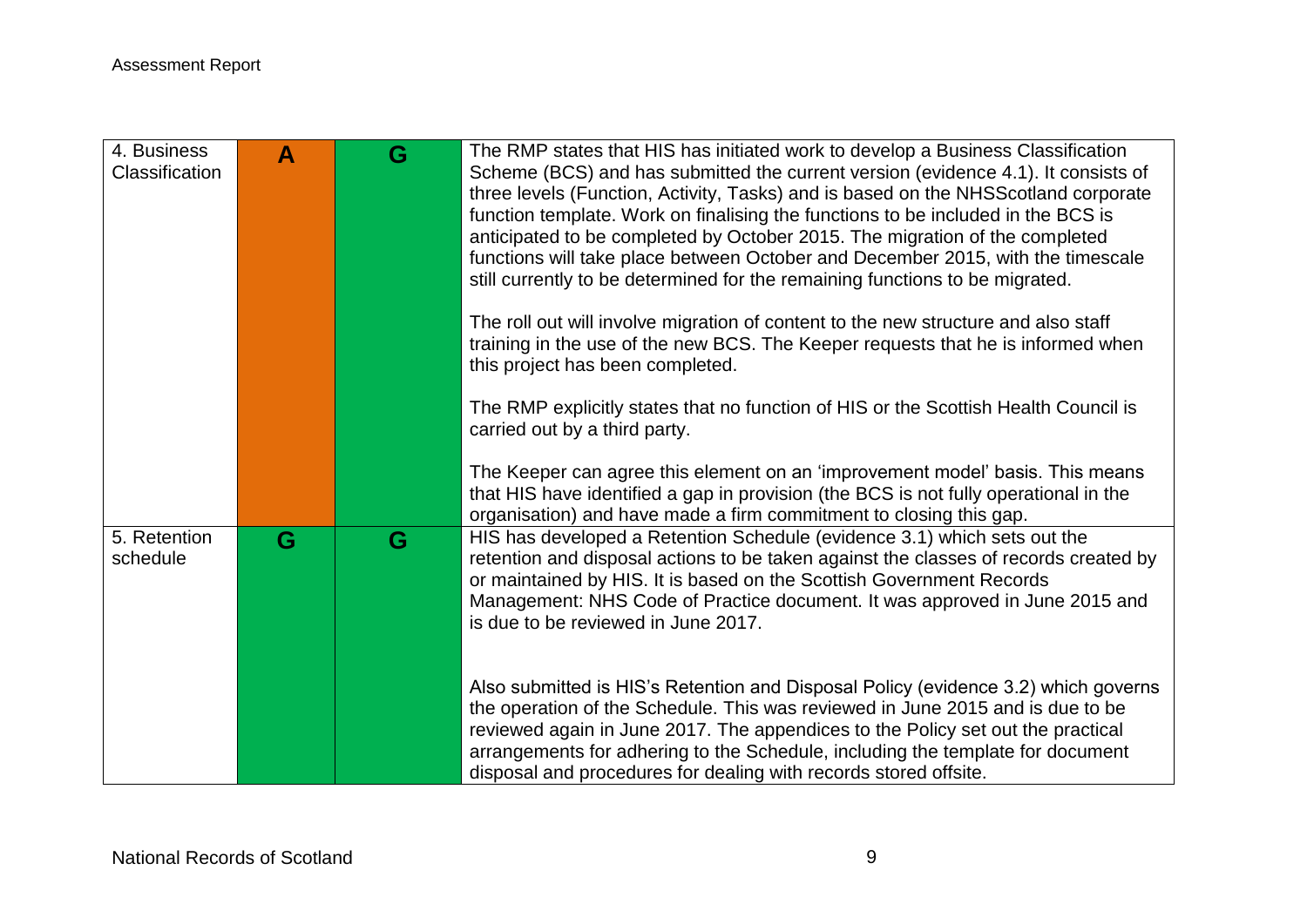| 4. Business Classification | A | G | The RMP states that HIS has initiated work to develop a Business Classification Scheme (BCS) and has submitted the current version (evidence 4.1). It consists of three levels (Function, Activity, Tasks) and is based on the NHSScotland corporate function template. Work on finalising the functions to be included in the BCS is anticipated to be completed by October 2015. The migration of the completed functions will take place between October and December 2015, with the timescale still currently to be determined for the remaining functions to be migrated.<br><br>The roll out will involve migration of content to the new structure and also staff training in the use of the new BCS. The Keeper requests that he is informed when this project has been completed.<br><br>The RMP explicitly states that no function of HIS or the Scottish Health Council is carried out by a third party.<br><br>The Keeper can agree this element on an 'improvement model' basis. This means that HIS have identified a gap in provision (the BCS is not fully operational in the organisation) and have made a firm commitment to closing this gap. |
|---|---|---|---|
| 5. Retention schedule | G | G | HIS has developed a Retention Schedule (evidence 3.1) which sets out the retention and disposal actions to be taken against the classes of records created by or maintained by HIS. It is based on the Scottish Government Records Management: NHS Code of Practice document. It was approved in June 2015 and is due to be reviewed in June 2017.<br><br>Also submitted is HIS's Retention and Disposal Policy (evidence 3.2) which governs the operation of the Schedule. This was reviewed in June 2015 and is due to be reviewed again in June 2017. The appendices to the Policy set out the practical arrangements for adhering to the Schedule, including the template for document disposal and procedures for dealing with records stored offsite. |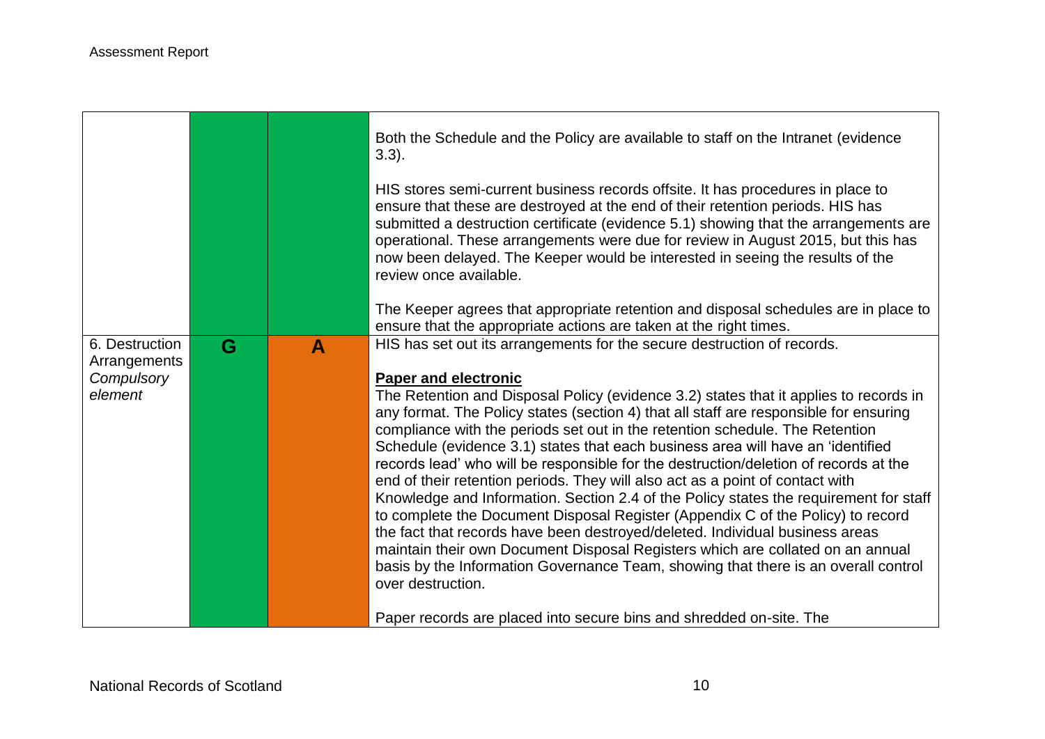| | | | |
|---|---|---|---|
| | | | Both the Schedule and the Policy are available to staff on the Intranet (evidence 3.3).<br><br>HIS stores semi-current business records offsite. It has procedures in place to ensure that these are destroyed at the end of their retention periods. HIS has submitted a destruction certificate (evidence 5.1) showing that the arrangements are operational. These arrangements were due for review in August 2015, but this has now been delayed. The Keeper would be interested in seeing the results of the review once available.<br><br>The Keeper agrees that appropriate retention and disposal schedules are in place to ensure that the appropriate actions are taken at the right times. |
| 6. Destruction Arrangements *Compulsory element* | G | A | HIS has set out its arrangements for the secure destruction of records.<br><br>**<u>Paper and electronic</u>**<br>The Retention and Disposal Policy (evidence 3.2) states that it applies to records in any format. The Policy states (section 4) that all staff are responsible for ensuring compliance with the periods set out in the retention schedule. The Retention Schedule (evidence 3.1) states that each business area will have an 'identified records lead' who will be responsible for the destruction/deletion of records at the end of their retention periods. They will also act as a point of contact with Knowledge and Information. Section 2.4 of the Policy states the requirement for staff to complete the Document Disposal Register (Appendix C of the Policy) to record the fact that records have been destroyed/deleted. Individual business areas maintain their own Document Disposal Registers which are collated on an annual basis by the Information Governance Team, showing that there is an overall control over destruction.<br><br>Paper records are placed into secure bins and shredded on-site. The |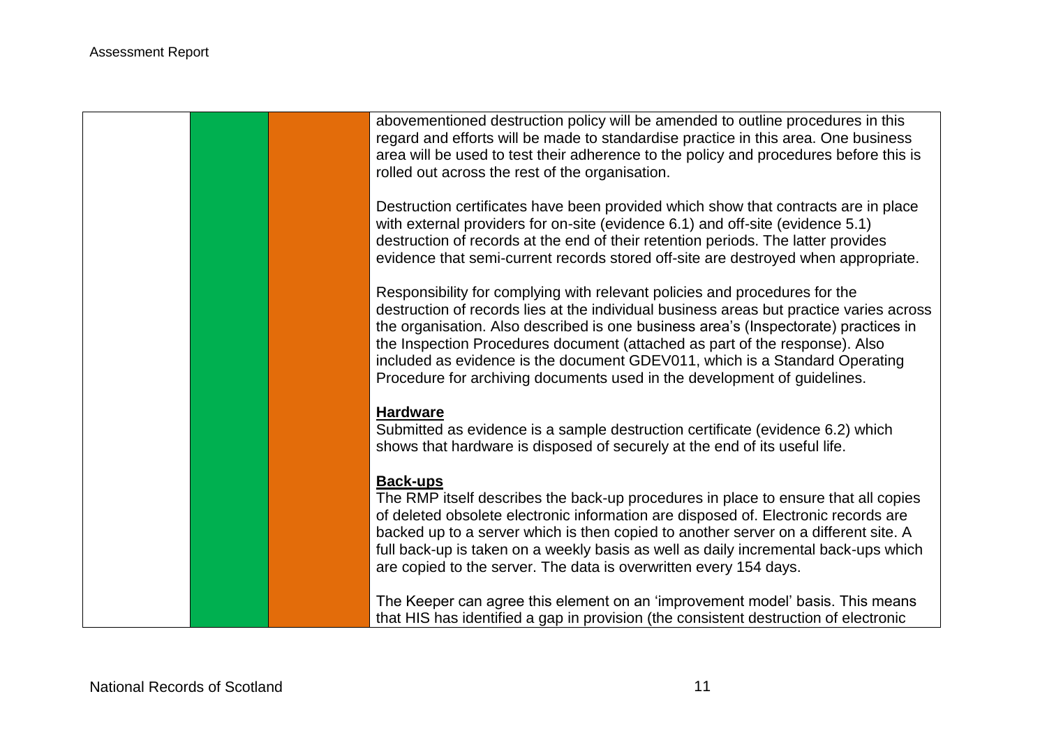| | | | |
|---|---|---|---|
| | | | abovementioned destruction policy will be amended to outline procedures in this regard and efforts will be made to standardise practice in this area. One business area will be used to test their adherence to the policy and procedures before this is rolled out across the rest of the organisation.<br><br>Destruction certificates have been provided which show that contracts are in place with external providers for on-site (evidence 6.1) and off-site (evidence 5.1) destruction of records at the end of their retention periods. The latter provides evidence that semi-current records stored off-site are destroyed when appropriate.<br><br>Responsibility for complying with relevant policies and procedures for the destruction of records lies at the individual business areas but practice varies across the organisation. Also described is one business area's (Inspectorate) practices in the Inspection Procedures document (attached as part of the response). Also included as evidence is the document GDEV011, which is a Standard Operating Procedure for archiving documents used in the development of guidelines.<br><br>**Hardware**<br>Submitted as evidence is a sample destruction certificate (evidence 6.2) which shows that hardware is disposed of securely at the end of its useful life.<br><br>**Back-ups**<br>The RMP itself describes the back-up procedures in place to ensure that all copies of deleted obsolete electronic information are disposed of. Electronic records are backed up to a server which is then copied to another server on a different site. A full back-up is taken on a weekly basis as well as daily incremental back-ups which are copied to the server. The data is overwritten every 154 days.<br><br>The Keeper can agree this element on an 'improvement model' basis. This means that HIS has identified a gap in provision (the consistent destruction of electronic |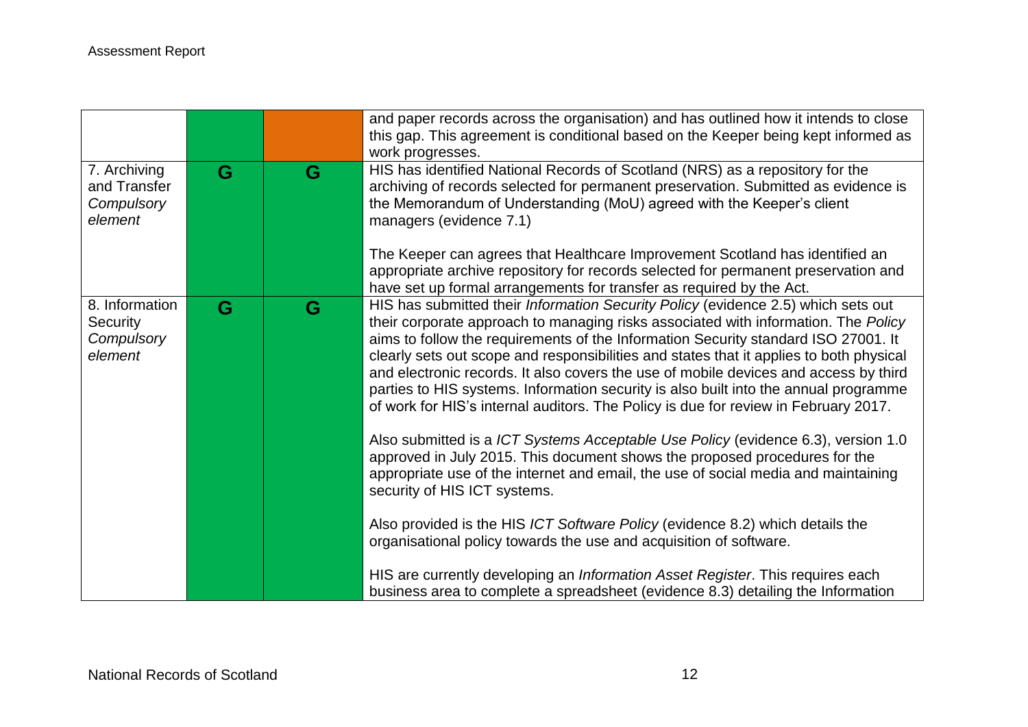| | | | |
|---|---|---|---|
| | | | and paper records across the organisation) and has outlined how it intends to close this gap. This agreement is conditional based on the Keeper being kept informed as work progresses. |
| 7. Archiving and Transfer *Compulsory element* | **G** | **G** | HIS has identified National Records of Scotland (NRS) as a repository for the archiving of records selected for permanent preservation. Submitted as evidence is the Memorandum of Understanding (MoU) agreed with the Keeper's client managers (evidence 7.1)<br><br>The Keeper can agrees that Healthcare Improvement Scotland has identified an appropriate archive repository for records selected for permanent preservation and have set up formal arrangements for transfer as required by the Act. |
| 8. Information Security *Compulsory element* | **G** | **G** | HIS has submitted their *Information Security Policy* (evidence 2.5) which sets out their corporate approach to managing risks associated with information. The *Policy* aims to follow the requirements of the Information Security standard ISO 27001. It clearly sets out scope and responsibilities and states that it applies to both physical and electronic records. It also covers the use of mobile devices and access by third parties to HIS systems. Information security is also built into the annual programme of work for HIS's internal auditors. The Policy is due for review in February 2017.<br><br>Also submitted is a *ICT Systems Acceptable Use Policy* (evidence 6.3), version 1.0 approved in July 2015. This document shows the proposed procedures for the appropriate use of the internet and email, the use of social media and maintaining security of HIS ICT systems.<br><br>Also provided is the HIS *ICT Software Policy* (evidence 8.2) which details the organisational policy towards the use and acquisition of software.<br><br>HIS are currently developing an *Information Asset Register*. This requires each business area to complete a spreadsheet (evidence 8.3) detailing the Information |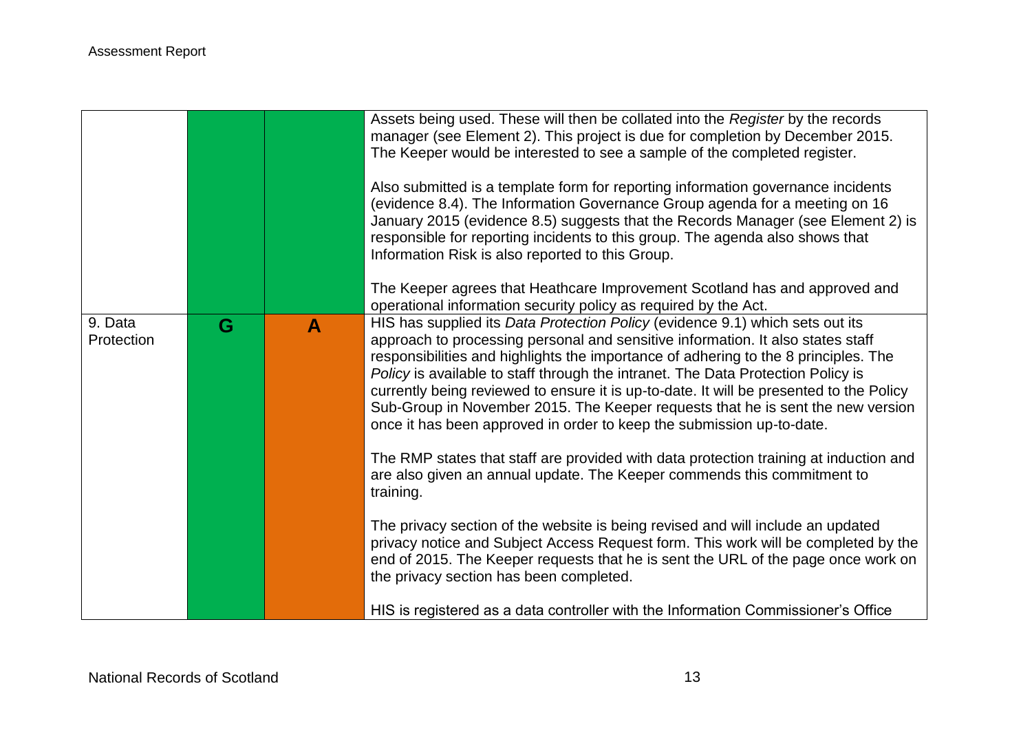| | | | |
|---|---|---|---|
| | | | Assets being used. These will then be collated into the *Register* by the records manager (see Element 2). This project is due for completion by December 2015. The Keeper would be interested to see a sample of the completed register.<br><br>Also submitted is a template form for reporting information governance incidents (evidence 8.4). The Information Governance Group agenda for a meeting on 16 January 2015 (evidence 8.5) suggests that the Records Manager (see Element 2) is responsible for reporting incidents to this group. The agenda also shows that Information Risk is also reported to this Group.<br><br>The Keeper agrees that Heathcare Improvement Scotland has and approved and operational information security policy as required by the Act. |
| 9. Data Protection | G | A | HIS has supplied its *Data Protection Policy* (evidence 9.1) which sets out its approach to processing personal and sensitive information. It also states staff responsibilities and highlights the importance of adhering to the 8 principles. The *Policy* is available to staff through the intranet. The Data Protection Policy is currently being reviewed to ensure it is up-to-date. It will be presented to the Policy Sub-Group in November 2015. The Keeper requests that he is sent the new version once it has been approved in order to keep the submission up-to-date.<br><br>The RMP states that staff are provided with data protection training at induction and are also given an annual update. The Keeper commends this commitment to training.<br><br>The privacy section of the website is being revised and will include an updated privacy notice and Subject Access Request form. This work will be completed by the end of 2015. The Keeper requests that he is sent the URL of the page once work on the privacy section has been completed.<br><br>HIS is registered as a data controller with the Information Commissioner's Office |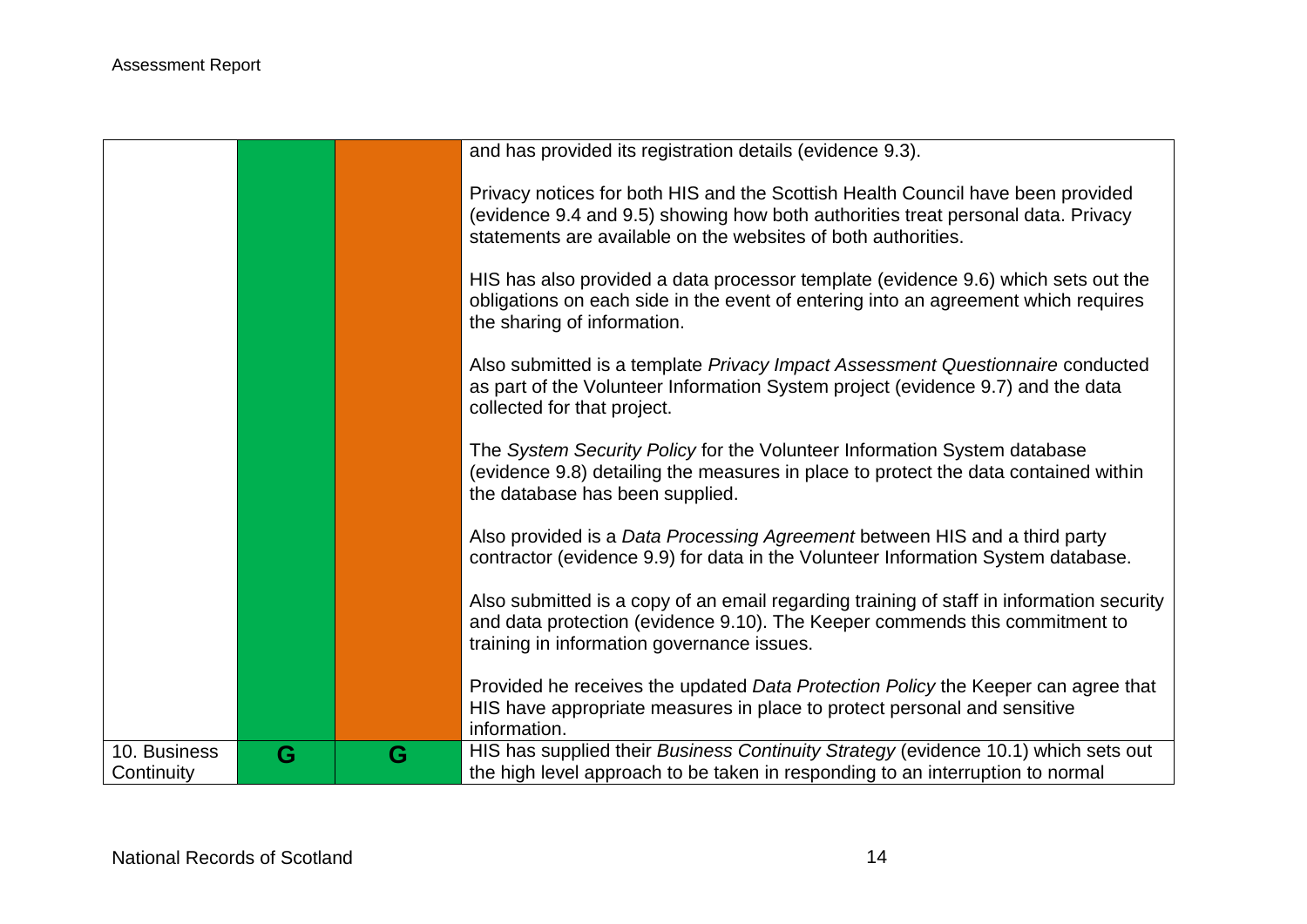| | | | |
|---|---|---|---|
| | | | and has provided its registration details (evidence 9.3).<br><br>Privacy notices for both HIS and the Scottish Health Council have been provided (evidence 9.4 and 9.5) showing how both authorities treat personal data. Privacy statements are available on the websites of both authorities.<br><br>HIS has also provided a data processor template (evidence 9.6) which sets out the obligations on each side in the event of entering into an agreement which requires the sharing of information.<br><br>Also submitted is a template *Privacy Impact Assessment Questionnaire* conducted as part of the Volunteer Information System project (evidence 9.7) and the data collected for that project.<br><br>The *System Security Policy* for the Volunteer Information System database (evidence 9.8) detailing the measures in place to protect the data contained within the database has been supplied.<br><br>Also provided is a *Data Processing Agreement* between HIS and a third party contractor (evidence 9.9) for data in the Volunteer Information System database.<br><br>Also submitted is a copy of an email regarding training of staff in information security and data protection (evidence 9.10). The Keeper commends this commitment to training in information governance issues.<br><br>Provided he receives the updated *Data Protection Policy* the Keeper can agree that HIS have appropriate measures in place to protect personal and sensitive information. |
| 10. Business Continuity | G | G | HIS has supplied their *Business Continuity Strategy* (evidence 10.1) which sets out the high level approach to be taken in responding to an interruption to normal |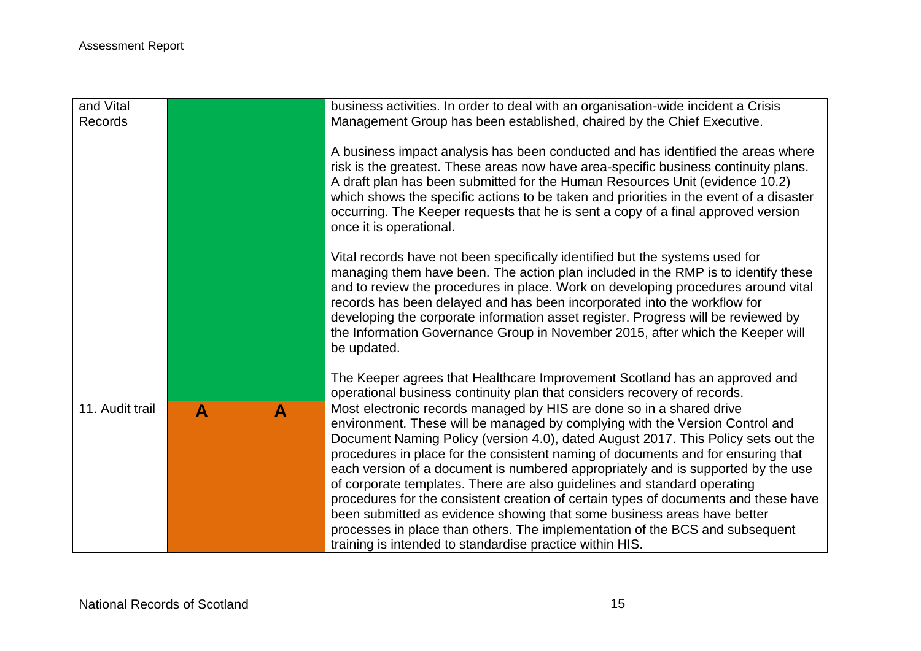| | | | |
|---|---|---|---|
| and Vital Records | | | business activities. In order to deal with an organisation-wide incident a Crisis Management Group has been established, chaired by the Chief Executive.<br><br>A business impact analysis has been conducted and has identified the areas where risk is the greatest. These areas now have area-specific business continuity plans. A draft plan has been submitted for the Human Resources Unit (evidence 10.2) which shows the specific actions to be taken and priorities in the event of a disaster occurring. The Keeper requests that he is sent a copy of a final approved version once it is operational.<br><br>Vital records have not been specifically identified but the systems used for managing them have been. The action plan included in the RMP is to identify these and to review the procedures in place. Work on developing procedures around vital records has been delayed and has been incorporated into the workflow for developing the corporate information asset register. Progress will be reviewed by the Information Governance Group in November 2015, after which the Keeper will be updated.<br><br>The Keeper agrees that Healthcare Improvement Scotland has an approved and operational business continuity plan that considers recovery of records. |
| 11. Audit trail | **A** | **A** | Most electronic records managed by HIS are done so in a shared drive environment. These will be managed by complying with the Version Control and Document Naming Policy (version 4.0), dated August 2017. This Policy sets out the procedures in place for the consistent naming of documents and for ensuring that each version of a document is numbered appropriately and is supported by the use of corporate templates. There are also guidelines and standard operating procedures for the consistent creation of certain types of documents and these have been submitted as evidence showing that some business areas have better processes in place than others. The implementation of the BCS and subsequent training is intended to standardise practice within HIS. |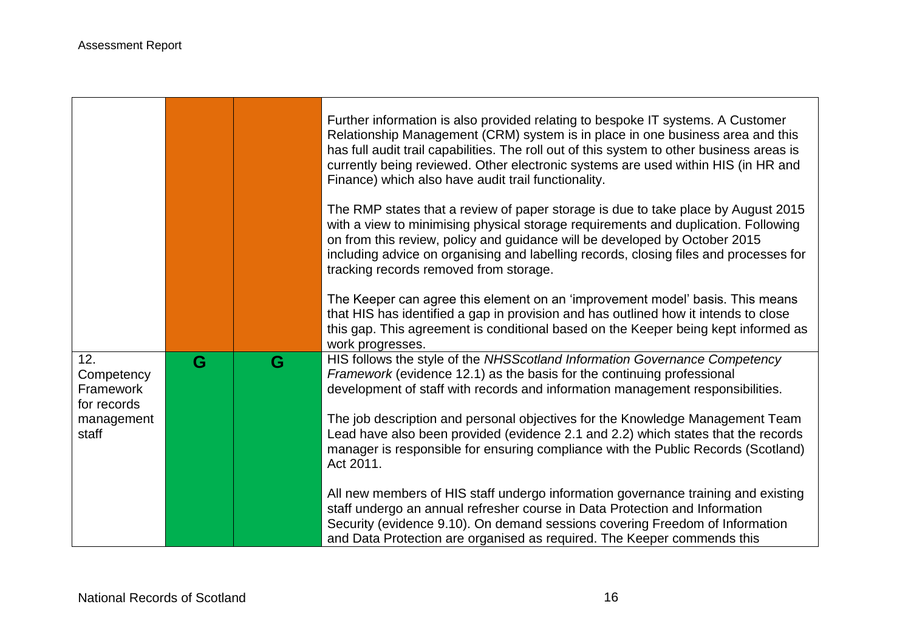| | | | |
|---|---|---|---|
| | | | Further information is also provided relating to bespoke IT systems. A Customer Relationship Management (CRM) system is in place in one business area and this has full audit trail capabilities. The roll out of this system to other business areas is currently being reviewed. Other electronic systems are used within HIS (in HR and Finance) which also have audit trail functionality.<br><br>The RMP states that a review of paper storage is due to take place by August 2015 with a view to minimising physical storage requirements and duplication. Following on from this review, policy and guidance will be developed by October 2015 including advice on organising and labelling records, closing files and processes for tracking records removed from storage.<br><br>The Keeper can agree this element on an 'improvement model' basis. This means that HIS has identified a gap in provision and has outlined how it intends to close this gap. This agreement is conditional based on the Keeper being kept informed as work progresses. |
| 12. Competency Framework for records management staff | G | G | HIS follows the style of the *NHSScotland Information Governance Competency Framework* (evidence 12.1) as the basis for the continuing professional development of staff with records and information management responsibilities.<br><br>The job description and personal objectives for the Knowledge Management Team Lead have also been provided (evidence 2.1 and 2.2) which states that the records manager is responsible for ensuring compliance with the Public Records (Scotland) Act 2011.<br><br>All new members of HIS staff undergo information governance training and existing staff undergo an annual refresher course in Data Protection and Information Security (evidence 9.10). On demand sessions covering Freedom of Information and Data Protection are organised as required. The Keeper commends this |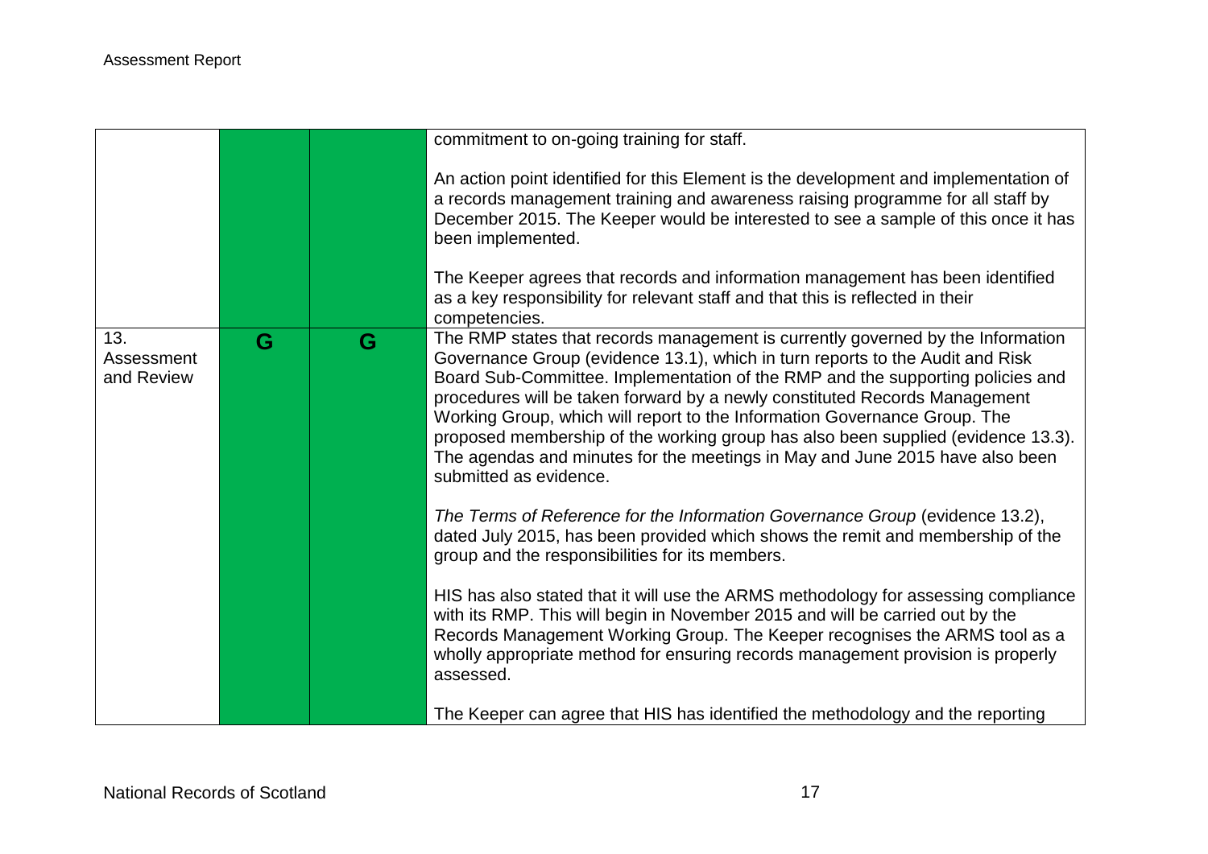| | | | |
|---|---|---|---|
| | | | commitment to on-going training for staff.<br><br>An action point identified for this Element is the development and implementation of a records management training and awareness raising programme for all staff by December 2015. The Keeper would be interested to see a sample of this once it has been implemented.<br><br>The Keeper agrees that records and information management has been identified as a key responsibility for relevant staff and that this is reflected in their competencies. |
| 13. Assessment and Review | G | G | The RMP states that records management is currently governed by the Information Governance Group (evidence 13.1), which in turn reports to the Audit and Risk Board Sub-Committee. Implementation of the RMP and the supporting policies and procedures will be taken forward by a newly constituted Records Management Working Group, which will report to the Information Governance Group. The proposed membership of the working group has also been supplied (evidence 13.3). The agendas and minutes for the meetings in May and June 2015 have also been submitted as evidence.<br><br>*The Terms of Reference for the Information Governance Group* (evidence 13.2), dated July 2015, has been provided which shows the remit and membership of the group and the responsibilities for its members.<br><br>HIS has also stated that it will use the ARMS methodology for assessing compliance with its RMP. This will begin in November 2015 and will be carried out by the Records Management Working Group. The Keeper recognises the ARMS tool as a wholly appropriate method for ensuring records management provision is properly assessed.<br><br>The Keeper can agree that HIS has identified the methodology and the reporting |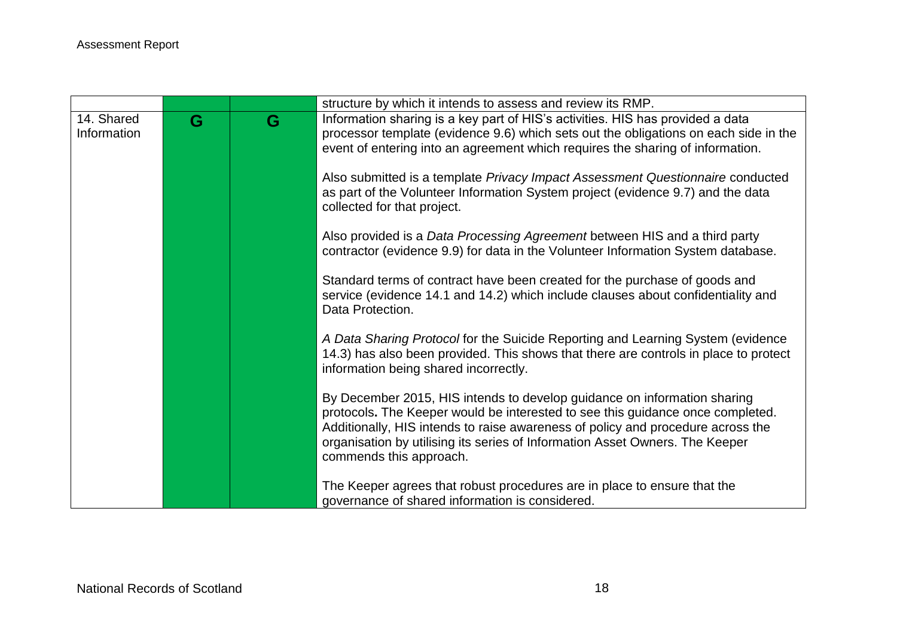| | | | |
|---|---|---|---|
| | | | structure by which it intends to assess and review its RMP. |
| 14. Shared Information | G | G | Information sharing is a key part of HIS's activities. HIS has provided a data processor template (evidence 9.6) which sets out the obligations on each side in the event of entering into an agreement which requires the sharing of information.<br><br>Also submitted is a template *Privacy Impact Assessment Questionnaire* conducted as part of the Volunteer Information System project (evidence 9.7) and the data collected for that project.<br><br>Also provided is a *Data Processing Agreement* between HIS and a third party contractor (evidence 9.9) for data in the Volunteer Information System database.<br><br>Standard terms of contract have been created for the purchase of goods and service (evidence 14.1 and 14.2) which include clauses about confidentiality and Data Protection.<br><br>*A Data Sharing Protocol* for the Suicide Reporting and Learning System (evidence 14.3) has also been provided. This shows that there are controls in place to protect information being shared incorrectly.<br><br>By December 2015, HIS intends to develop guidance on information sharing protocols**.** The Keeper would be interested to see this guidance once completed. Additionally, HIS intends to raise awareness of policy and procedure across the organisation by utilising its series of Information Asset Owners. The Keeper commends this approach.<br><br>The Keeper agrees that robust procedures are in place to ensure that the governance of shared information is considered. |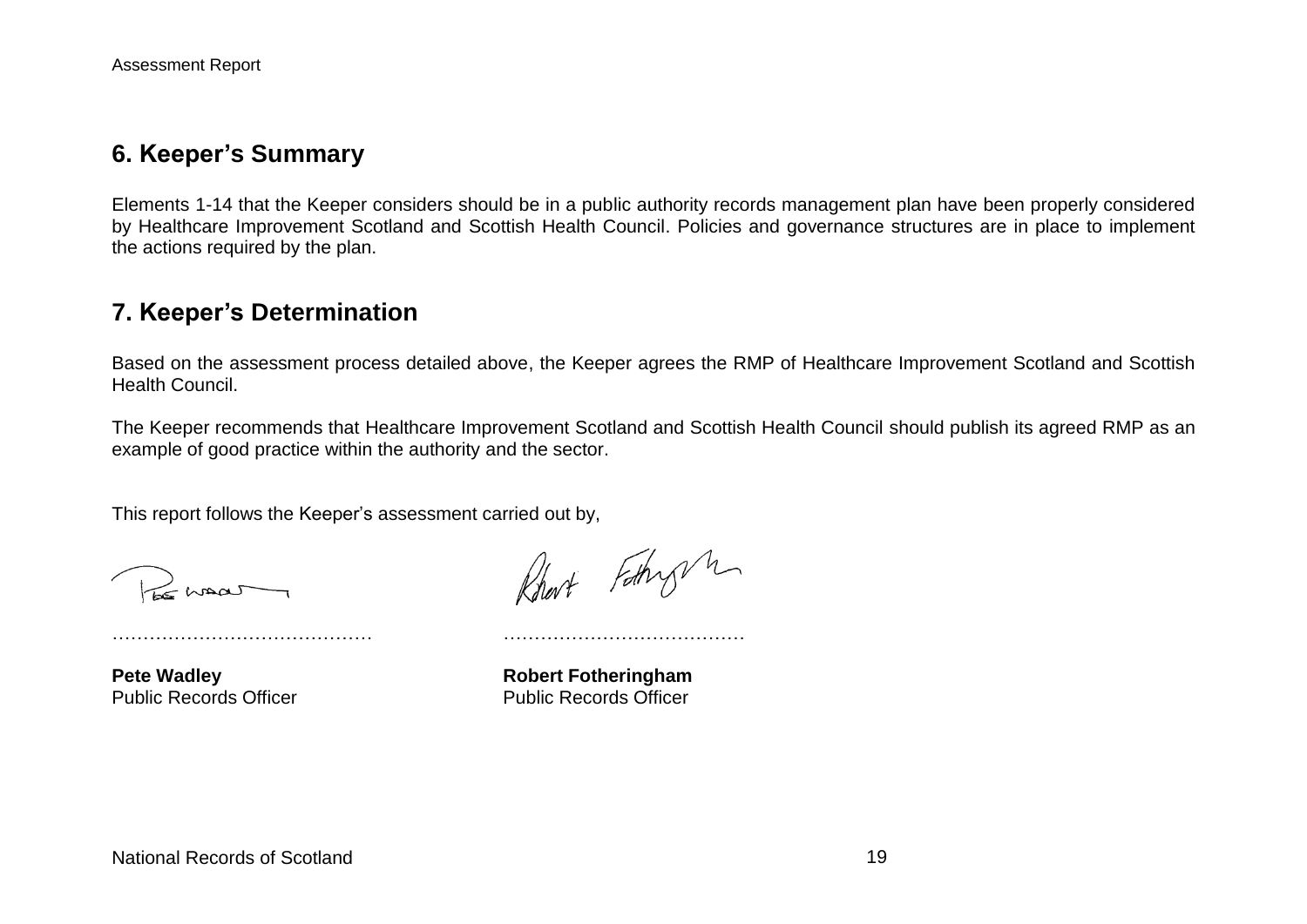## 6. Keeper's Summary

Elements 1-14 that the Keeper considers should be in a public authority records management plan have been properly considered by Healthcare Improvement Scotland and Scottish Health Council. Policies and governance structures are in place to implement the actions required by the plan.

## 7. Keeper's Determination

Based on the assessment process detailed above, the Keeper agrees the RMP of Healthcare Improvement Scotland and Scottish Health Council.

The Keeper recommends that Healthcare Improvement Scotland and Scottish Health Council should publish its agreed RMP as an example of good practice within the authority and the sector.

This report follows the Keeper's assessment carried out by,

……………………………………

**Pete Wadley**
Public Records Officer

…………………………………

**Robert Fotheringham**
Public Records Officer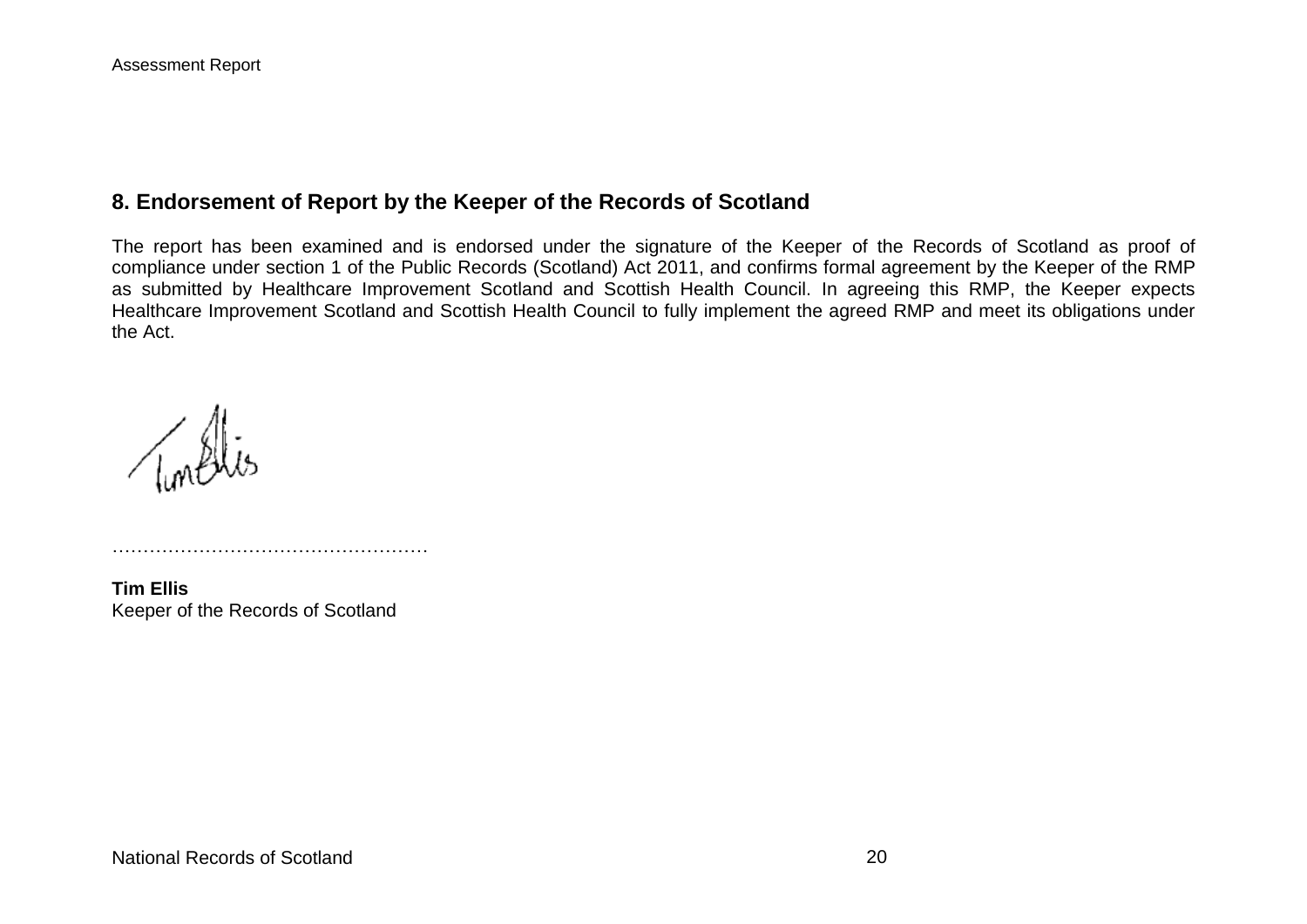## 8. Endorsement of Report by the Keeper of the Records of Scotland

The report has been examined and is endorsed under the signature of the Keeper of the Records of Scotland as proof of compliance under section 1 of the Public Records (Scotland) Act 2011, and confirms formal agreement by the Keeper of the RMP as submitted by Healthcare Improvement Scotland and Scottish Health Council. In agreeing this RMP, the Keeper expects Healthcare Improvement Scotland and Scottish Health Council to fully implement the agreed RMP and meet its obligations under the Act.

……………………………………………

**Tim Ellis**
Keeper of the Records of Scotland